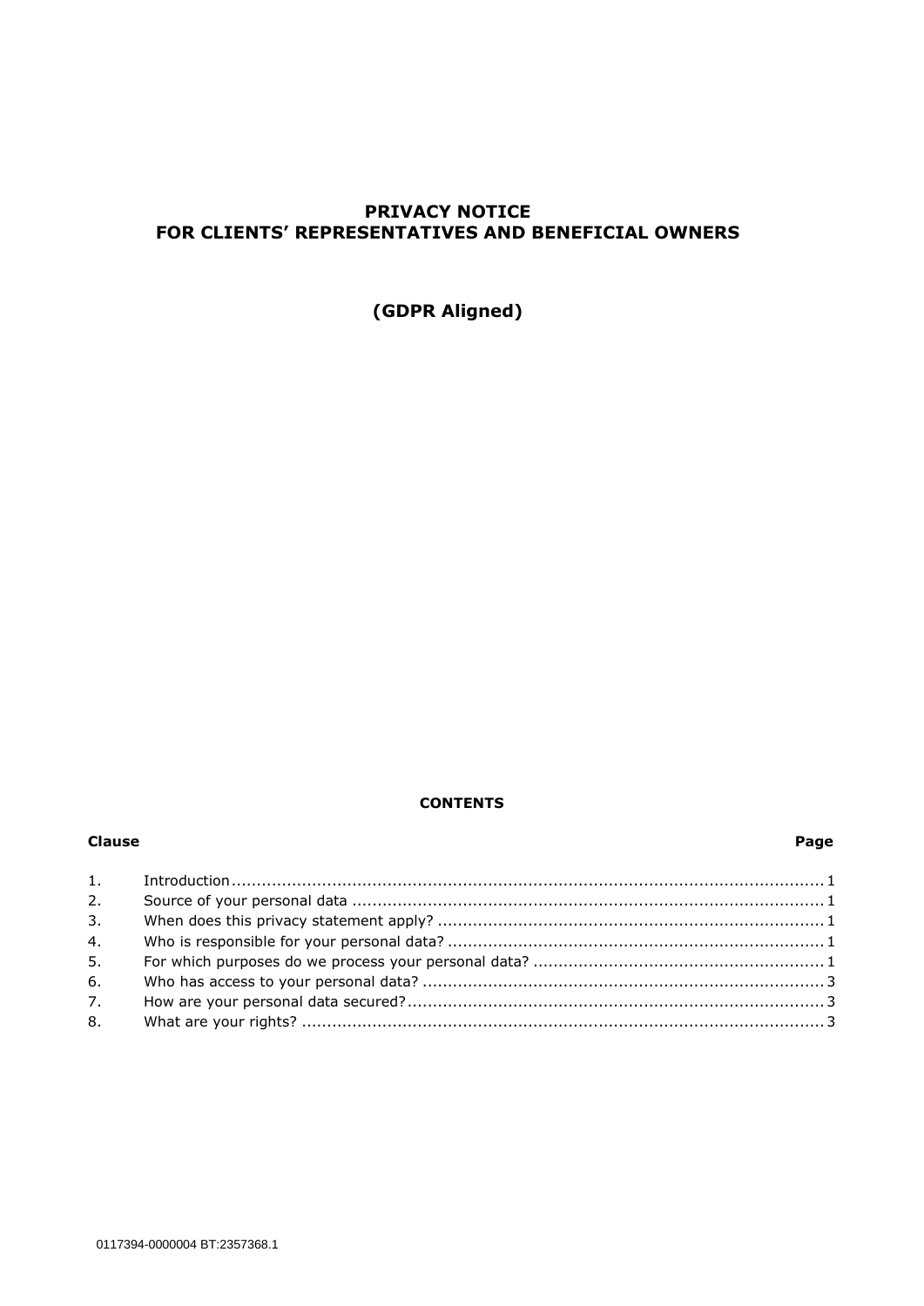# PRIVACY NOTICE
# FOR CLIENTS' REPRESENTATIVES AND BENEFICIAL OWNERS

## (GDPR Aligned)

**CONTENTS**

| Clause | | Page |
|---|---|---|
| 1. | Introduction | 1 |
| 2. | Source of your personal data | 1 |
| 3. | When does this privacy statement apply? | 1 |
| 4. | Who is responsible for your personal data? | 1 |
| 5. | For which purposes do we process your personal data? | 1 |
| 6. | Who has access to your personal data? | 3 |
| 7. | How are your personal data secured? | 3 |
| 8. | What are your rights? | 3 |

0117394-0000004 BT:2357368.1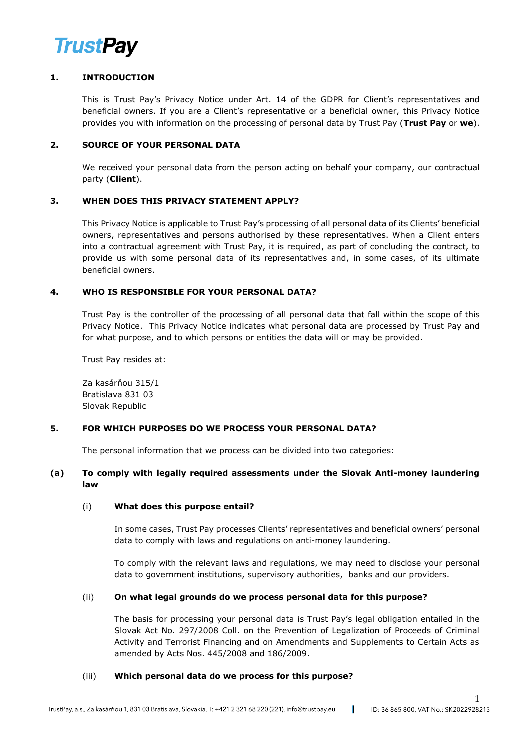## 1. INTRODUCTION

This is Trust Pay's Privacy Notice under Art. 14 of the GDPR for Client's representatives and beneficial owners. If you are a Client's representative or a beneficial owner, this Privacy Notice provides you with information on the processing of personal data by Trust Pay (**Trust Pay** or **we**).

## 2. SOURCE OF YOUR PERSONAL DATA

We received your personal data from the person acting on behalf your company, our contractual party (**Client**).

## 3. WHEN DOES THIS PRIVACY STATEMENT APPLY?

This Privacy Notice is applicable to Trust Pay's processing of all personal data of its Clients' beneficial owners, representatives and persons authorised by these representatives. When a Client enters into a contractual agreement with Trust Pay, it is required, as part of concluding the contract, to provide us with some personal data of its representatives and, in some cases, of its ultimate beneficial owners.

## 4. WHO IS RESPONSIBLE FOR YOUR PERSONAL DATA?

Trust Pay is the controller of the processing of all personal data that fall within the scope of this Privacy Notice. This Privacy Notice indicates what personal data are processed by Trust Pay and for what purpose, and to which persons or entities the data will or may be provided.

Trust Pay resides at:

Za kasárňou 315/1
Bratislava 831 03
Slovak Republic

## 5. FOR WHICH PURPOSES DO WE PROCESS YOUR PERSONAL DATA?

The personal information that we process can be divided into two categories:

### (a) To comply with legally required assessments under the Slovak Anti-money laundering law

#### (i) What does this purpose entail?

In some cases, Trust Pay processes Clients' representatives and beneficial owners' personal data to comply with laws and regulations on anti-money laundering.

To comply with the relevant laws and regulations, we may need to disclose your personal data to government institutions, supervisory authorities, banks and our providers.

#### (ii) On what legal grounds do we process personal data for this purpose?

The basis for processing your personal data is Trust Pay's legal obligation entailed in the Slovak Act No. 297/2008 Coll. on the Prevention of Legalization of Proceeds of Criminal Activity and Terrorist Financing and on Amendments and Supplements to Certain Acts as amended by Acts Nos. 445/2008 and 186/2009.

#### (iii) Which personal data do we process for this purpose?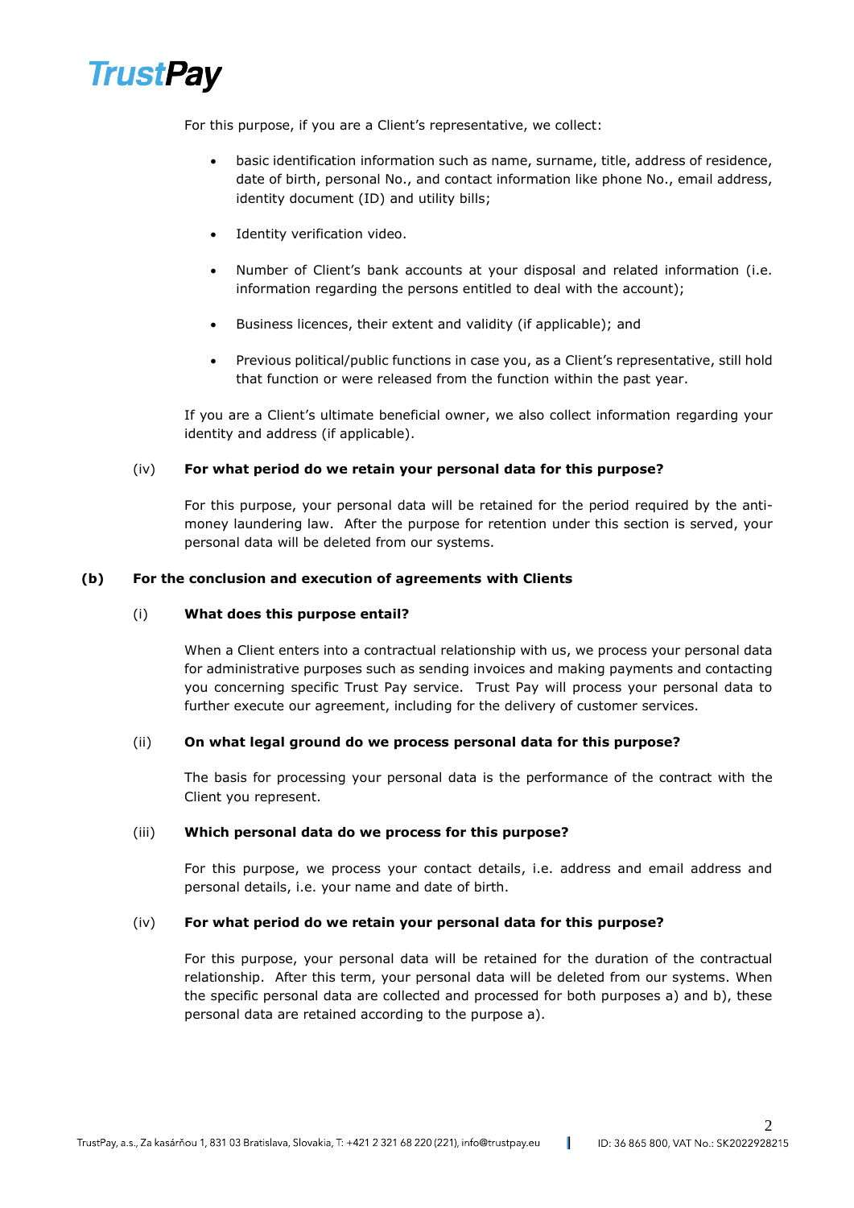For this purpose, if you are a Client's representative, we collect:

- basic identification information such as name, surname, title, address of residence, date of birth, personal No., and contact information like phone No., email address, identity document (ID) and utility bills;
- Identity verification video.
- Number of Client's bank accounts at your disposal and related information (i.e. information regarding the persons entitled to deal with the account);
- Business licences, their extent and validity (if applicable); and
- Previous political/public functions in case you, as a Client's representative, still hold that function or were released from the function within the past year.

If you are a Client's ultimate beneficial owner, we also collect information regarding your identity and address (if applicable).

(iv) **For what period do we retain your personal data for this purpose?**

For this purpose, your personal data will be retained for the period required by the anti-money laundering law. After the purpose for retention under this section is served, your personal data will be deleted from our systems.

**(b) For the conclusion and execution of agreements with Clients**

(i) **What does this purpose entail?**

When a Client enters into a contractual relationship with us, we process your personal data for administrative purposes such as sending invoices and making payments and contacting you concerning specific Trust Pay service. Trust Pay will process your personal data to further execute our agreement, including for the delivery of customer services.

(ii) **On what legal ground do we process personal data for this purpose?**

The basis for processing your personal data is the performance of the contract with the Client you represent.

(iii) **Which personal data do we process for this purpose?**

For this purpose, we process your contact details, i.e. address and email address and personal details, i.e. your name and date of birth.

(iv) **For what period do we retain your personal data for this purpose?**

For this purpose, your personal data will be retained for the duration of the contractual relationship. After this term, your personal data will be deleted from our systems. When the specific personal data are collected and processed for both purposes a) and b), these personal data are retained according to the purpose a).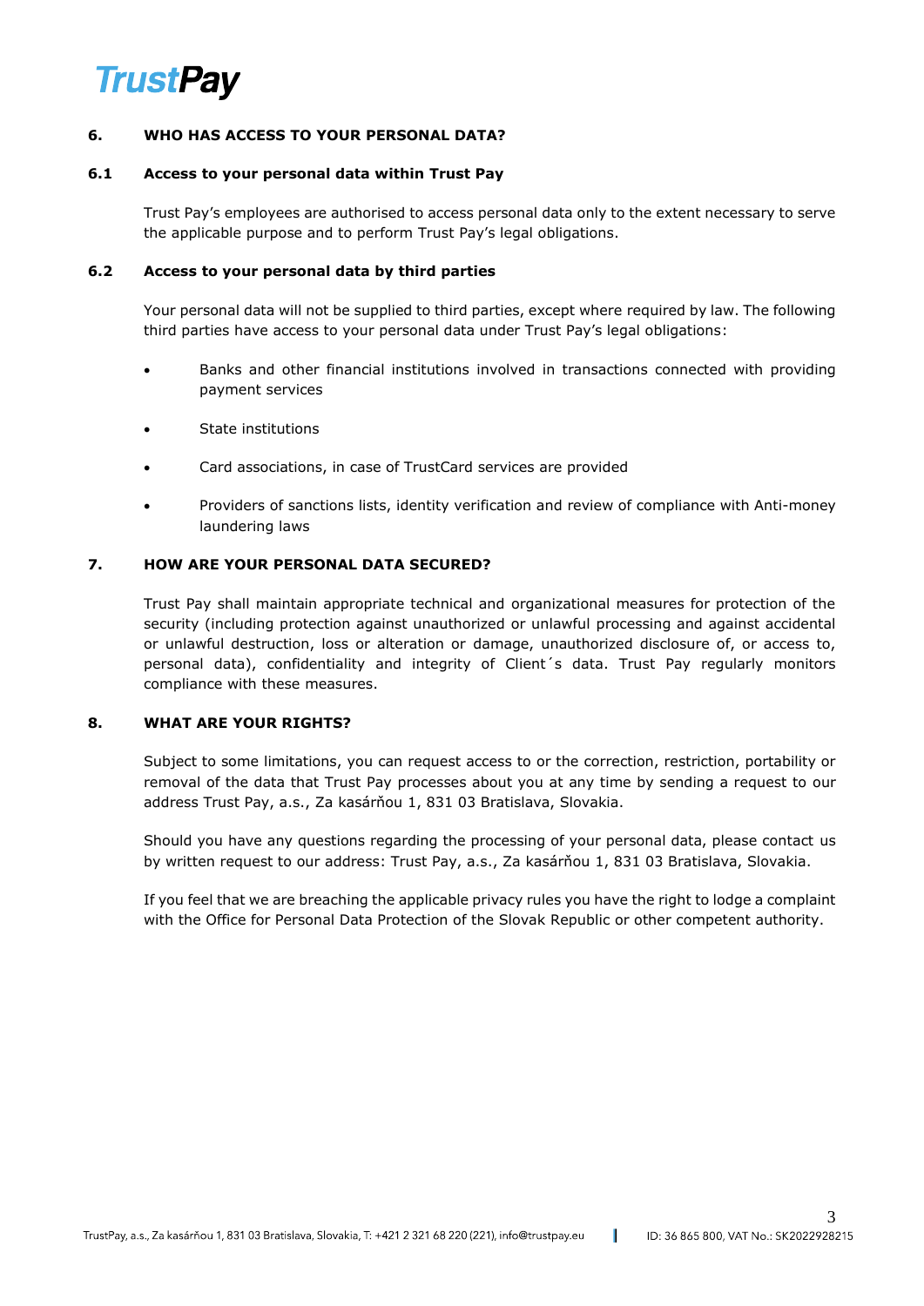## 6. WHO HAS ACCESS TO YOUR PERSONAL DATA?

### 6.1 Access to your personal data within Trust Pay

Trust Pay's employees are authorised to access personal data only to the extent necessary to serve the applicable purpose and to perform Trust Pay's legal obligations.

### 6.2 Access to your personal data by third parties

Your personal data will not be supplied to third parties, except where required by law. The following third parties have access to your personal data under Trust Pay's legal obligations:

- Banks and other financial institutions involved in transactions connected with providing payment services
- State institutions
- Card associations, in case of TrustCard services are provided
- Providers of sanctions lists, identity verification and review of compliance with Anti-money laundering laws

## 7. HOW ARE YOUR PERSONAL DATA SECURED?

Trust Pay shall maintain appropriate technical and organizational measures for protection of the security (including protection against unauthorized or unlawful processing and against accidental or unlawful destruction, loss or alteration or damage, unauthorized disclosure of, or access to, personal data), confidentiality and integrity of Client´s data. Trust Pay regularly monitors compliance with these measures.

## 8. WHAT ARE YOUR RIGHTS?

Subject to some limitations, you can request access to or the correction, restriction, portability or removal of the data that Trust Pay processes about you at any time by sending a request to our address Trust Pay, a.s., Za kasárňou 1, 831 03 Bratislava, Slovakia.

Should you have any questions regarding the processing of your personal data, please contact us by written request to our address: Trust Pay, a.s., Za kasárňou 1, 831 03 Bratislava, Slovakia.

If you feel that we are breaching the applicable privacy rules you have the right to lodge a complaint with the Office for Personal Data Protection of the Slovak Republic or other competent authority.